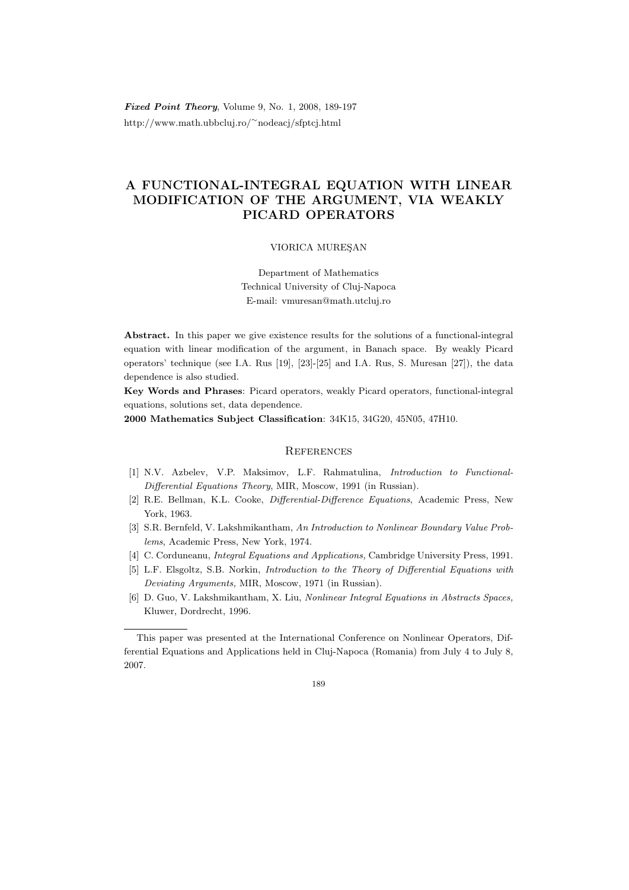*Fixed Point Theory*, Volume 9, No. 1, 2008, 189-197
http://www.math.ubbcluj.ro/~nodeacj/sfptcj.html

# A FUNCTIONAL-INTEGRAL EQUATION WITH LINEAR MODIFICATION OF THE ARGUMENT, VIA WEAKLY PICARD OPERATORS

VIORICA MUREŞAN

Department of Mathematics
Technical University of Cluj-Napoca
E-mail: vmuresan@math.utcluj.ro

**Abstract.** In this paper we give existence results for the solutions of a functional-integral equation with linear modification of the argument, in Banach space. By weakly Picard operators' technique (see I.A. Rus [19], [23]-[25] and I.A. Rus, S. Muresan [27]), the data dependence is also studied.

**Key Words and Phrases**: Picard operators, weakly Picard operators, functional-integral equations, solutions set, data dependence.

**2000 Mathematics Subject Classification**: 34K15, 34G20, 45N05, 47H10.

## References

[1] N.V. Azbelev, V.P. Maksimov, L.F. Rahmatulina, *Introduction to Functional-Differential Equations Theory*, MIR, Moscow, 1991 (in Russian).

[2] R.E. Bellman, K.L. Cooke, *Differential-Difference Equations*, Academic Press, New York, 1963.

[3] S.R. Bernfeld, V. Lakshmikantham, *An Introduction to Nonlinear Boundary Value Problems*, Academic Press, New York, 1974.

[4] C. Corduneanu, *Integral Equations and Applications,* Cambridge University Press, 1991.

[5] L.F. Elsgoltz, S.B. Norkin, *Introduction to the Theory of Differential Equations with Deviating Arguments,* MIR, Moscow, 1971 (in Russian).

[6] D. Guo, V. Lakshmikantham, X. Liu, *Nonlinear Integral Equations in Abstracts Spaces,* Kluwer, Dordrecht, 1996.

This paper was presented at the International Conference on Nonlinear Operators, Differential Equations and Applications held in Cluj-Napoca (Romania) from July 4 to July 8, 2007.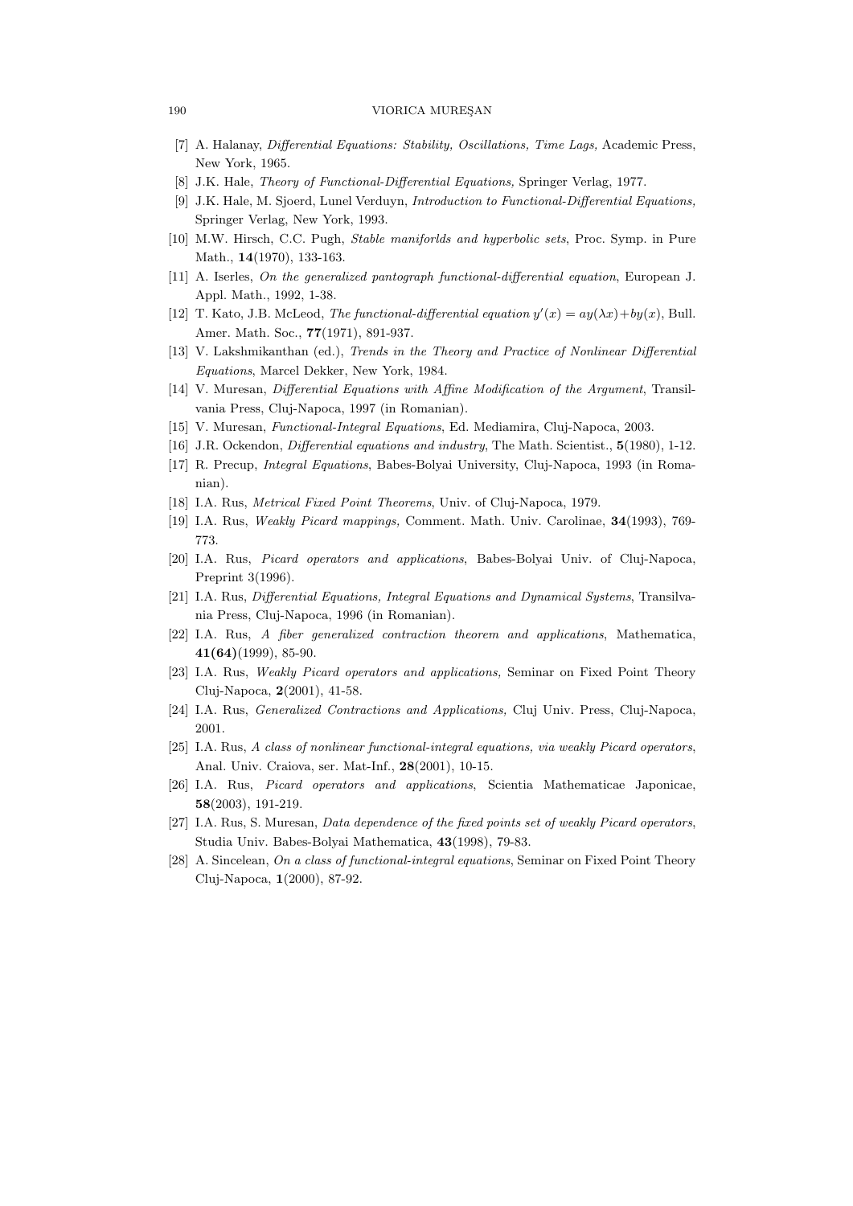[7] A. Halanay, *Differential Equations: Stability, Oscillations, Time Lags,* Academic Press, New York, 1965.

[8] J.K. Hale, *Theory of Functional-Differential Equations,* Springer Verlag, 1977.

[9] J.K. Hale, M. Sjoerd, Lunel Verduyn, *Introduction to Functional-Differential Equations,* Springer Verlag, New York, 1993.

[10] M.W. Hirsch, C.C. Pugh, *Stable maniforlds and hyperbolic sets*, Proc. Symp. in Pure Math., **14**(1970), 133-163.

[11] A. Iserles, *On the generalized pantograph functional-differential equation*, European J. Appl. Math., 1992, 1-38.

[12] T. Kato, J.B. McLeod, *The functional-differential equation* $y'(x) = ay(\lambda x) + by(x)$, Bull. Amer. Math. Soc., **77**(1971), 891-937.

[13] V. Lakshmikanthan (ed.), *Trends in the Theory and Practice of Nonlinear Differential Equations*, Marcel Dekker, New York, 1984.

[14] V. Muresan, *Differential Equations with Affine Modification of the Argument*, Transilvania Press, Cluj-Napoca, 1997 (in Romanian).

[15] V. Muresan, *Functional-Integral Equations*, Ed. Mediamira, Cluj-Napoca, 2003.

[16] J.R. Ockendon, *Differential equations and industry*, The Math. Scientist., **5**(1980), 1-12.

[17] R. Precup, *Integral Equations*, Babes-Bolyai University, Cluj-Napoca, 1993 (in Romanian).

[18] I.A. Rus, *Metrical Fixed Point Theorems*, Univ. of Cluj-Napoca, 1979.

[19] I.A. Rus, *Weakly Picard mappings,* Comment. Math. Univ. Carolinae, **34**(1993), 769-773.

[20] I.A. Rus, *Picard operators and applications*, Babes-Bolyai Univ. of Cluj-Napoca, Preprint 3(1996).

[21] I.A. Rus, *Differential Equations, Integral Equations and Dynamical Systems*, Transilvania Press, Cluj-Napoca, 1996 (in Romanian).

[22] I.A. Rus, *A fiber generalized contraction theorem and applications*, Mathematica, **41(64)**(1999), 85-90.

[23] I.A. Rus, *Weakly Picard operators and applications,* Seminar on Fixed Point Theory Cluj-Napoca, **2**(2001), 41-58.

[24] I.A. Rus, *Generalized Contractions and Applications,* Cluj Univ. Press, Cluj-Napoca, 2001.

[25] I.A. Rus, *A class of nonlinear functional-integral equations, via weakly Picard operators*, Anal. Univ. Craiova, ser. Mat-Inf., **28**(2001), 10-15.

[26] I.A. Rus, *Picard operators and applications*, Scientia Mathematicae Japonicae, **58**(2003), 191-219.

[27] I.A. Rus, S. Muresan, *Data dependence of the fixed points set of weakly Picard operators*, Studia Univ. Babes-Bolyai Mathematica, **43**(1998), 79-83.

[28] A. Sincelean, *On a class of functional-integral equations*, Seminar on Fixed Point Theory Cluj-Napoca, **1**(2000), 87-92.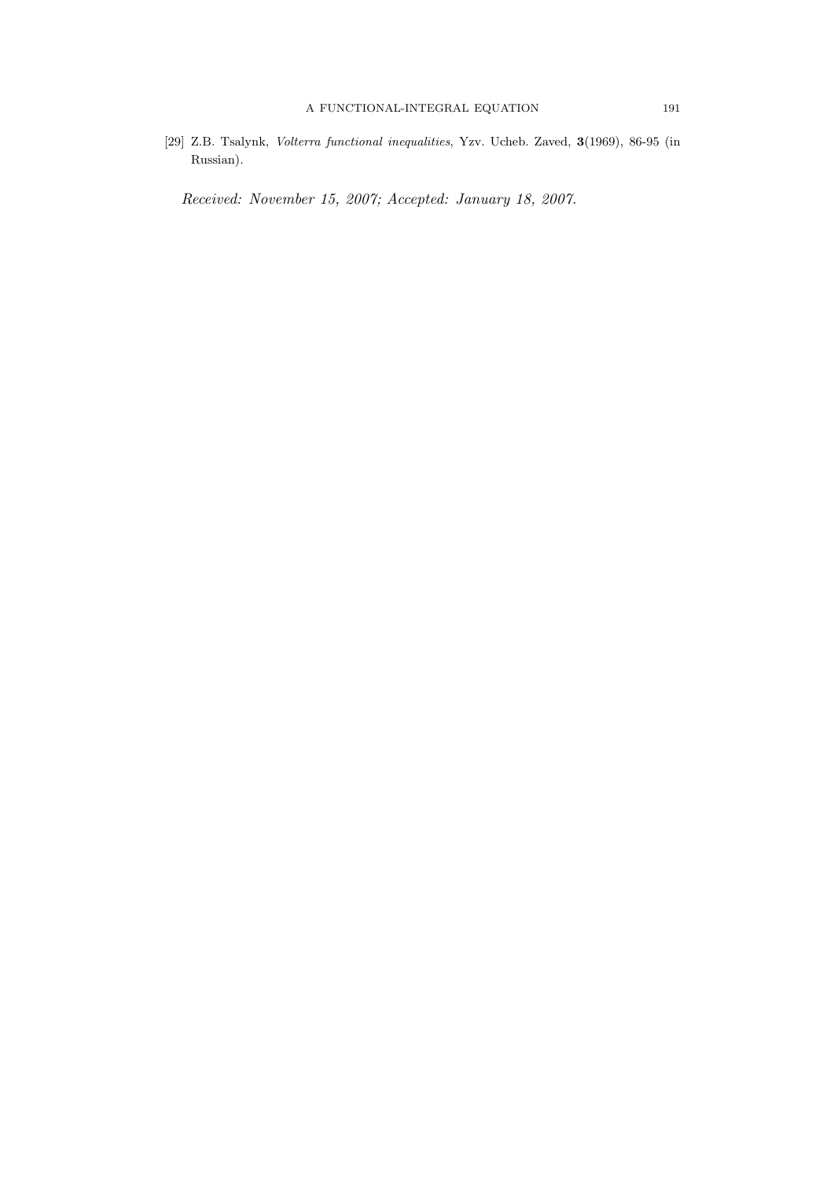[29] Z.B. Tsalynk, *Volterra functional inequalities*, Yzv. Ucheb. Zaved, **3**(1969), 86-95 (in Russian).

*Received: November 15, 2007; Accepted: January 18, 2007.*